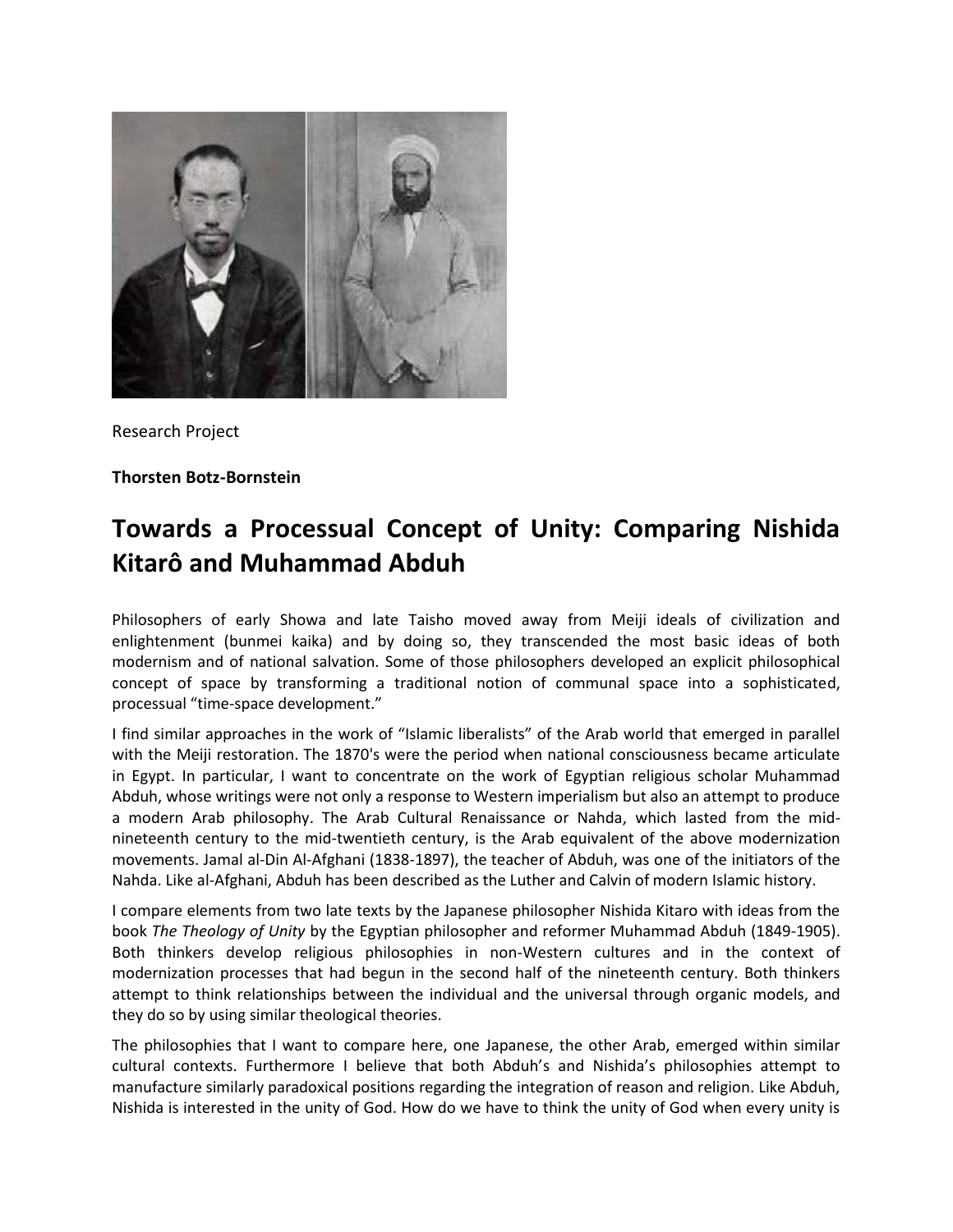Research Project

**Thorsten Botz-Bornstein**

# Towards a Processual Concept of Unity: Comparing Nishida Kitarô and Muhammad Abduh

Philosophers of early Showa and late Taisho moved away from Meiji ideals of civilization and enlightenment (bunmei kaika) and by doing so, they transcended the most basic ideas of both modernism and of national salvation. Some of those philosophers developed an explicit philosophical concept of space by transforming a traditional notion of communal space into a sophisticated, processual "time-space development."

I find similar approaches in the work of "Islamic liberalists" of the Arab world that emerged in parallel with the Meiji restoration. The 1870's were the period when national consciousness became articulate in Egypt. In particular, I want to concentrate on the work of Egyptian religious scholar Muhammad Abduh, whose writings were not only a response to Western imperialism but also an attempt to produce a modern Arab philosophy. The Arab Cultural Renaissance or Nahda, which lasted from the mid-nineteenth century to the mid-twentieth century, is the Arab equivalent of the above modernization movements. Jamal al-Din Al-Afghani (1838-1897), the teacher of Abduh, was one of the initiators of the Nahda. Like al-Afghani, Abduh has been described as the Luther and Calvin of modern Islamic history.

I compare elements from two late texts by the Japanese philosopher Nishida Kitaro with ideas from the book *The Theology of Unity* by the Egyptian philosopher and reformer Muhammad Abduh (1849-1905). Both thinkers develop religious philosophies in non-Western cultures and in the context of modernization processes that had begun in the second half of the nineteenth century. Both thinkers attempt to think relationships between the individual and the universal through organic models, and they do so by using similar theological theories.

The philosophies that I want to compare here, one Japanese, the other Arab, emerged within similar cultural contexts. Furthermore I believe that both Abduh's and Nishida's philosophies attempt to manufacture similarly paradoxical positions regarding the integration of reason and religion. Like Abduh, Nishida is interested in the unity of God. How do we have to think the unity of God when every unity is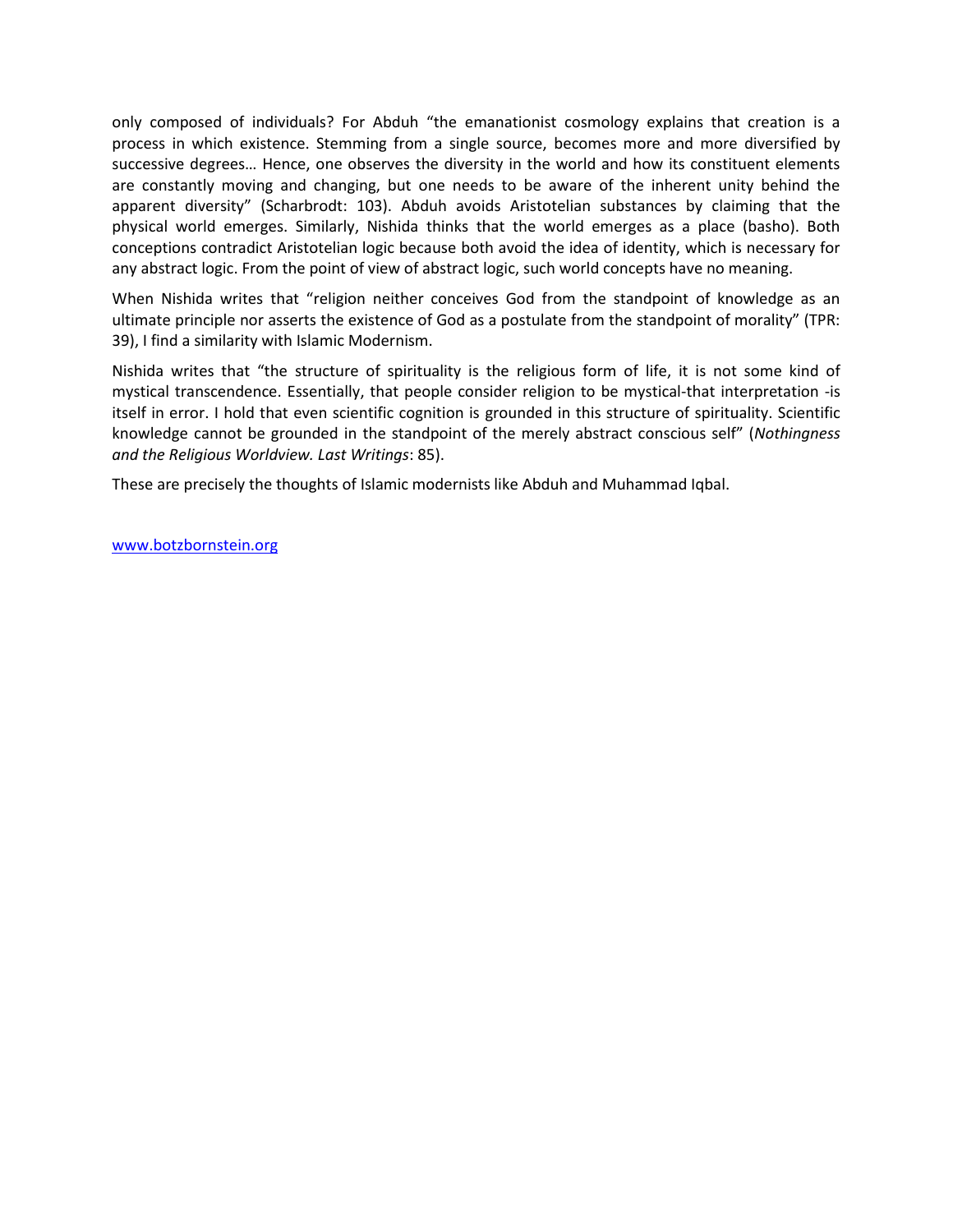only composed of individuals? For Abduh "the emanationist cosmology explains that creation is a process in which existence. Stemming from a single source, becomes more and more diversified by successive degrees… Hence, one observes the diversity in the world and how its constituent elements are constantly moving and changing, but one needs to be aware of the inherent unity behind the apparent diversity" (Scharbrodt: 103). Abduh avoids Aristotelian substances by claiming that the physical world emerges. Similarly, Nishida thinks that the world emerges as a place (basho). Both conceptions contradict Aristotelian logic because both avoid the idea of identity, which is necessary for any abstract logic. From the point of view of abstract logic, such world concepts have no meaning.

When Nishida writes that "religion neither conceives God from the standpoint of knowledge as an ultimate principle nor asserts the existence of God as a postulate from the standpoint of morality" (TPR: 39), I find a similarity with Islamic Modernism.

Nishida writes that "the structure of spirituality is the religious form of life, it is not some kind of mystical transcendence. Essentially, that people consider religion to be mystical-that interpretation -is itself in error. I hold that even scientific cognition is grounded in this structure of spirituality. Scientific knowledge cannot be grounded in the standpoint of the merely abstract conscious self" (*Nothingness and the Religious Worldview. Last Writings*: 85).

These are precisely the thoughts of Islamic modernists like Abduh and Muhammad Iqbal.

www.botzbornstein.org